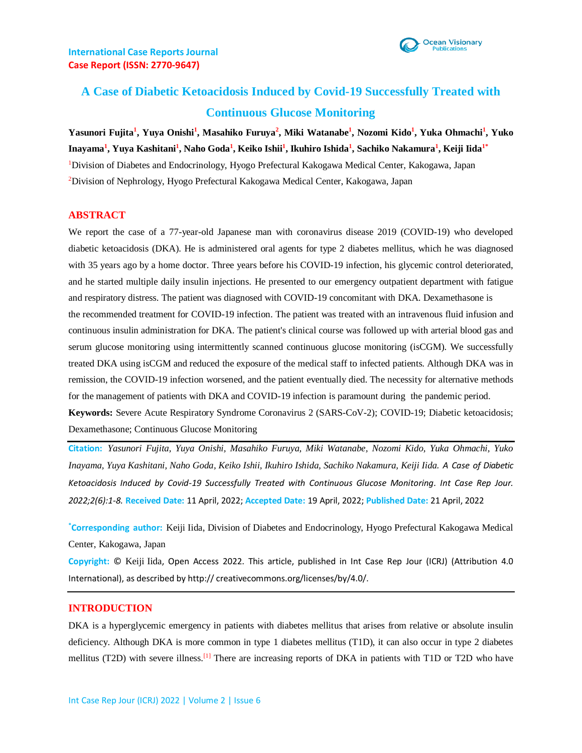International Case Reports Journal
Case Report (ISSN: 2770-9647)

# A Case of Diabetic Ketoacidosis Induced by Covid-19 Successfully Treated with Continuous Glucose Monitoring

**Yasunori Fujita[1], Yuya Onishi[1], Masahiko Furuya[2], Miki Watanabe[1], Nozomi Kido[1], Yuka Ohmachi[1], Yuko Inayama[1], Yuya Kashitani[1], Naho Goda[1], Keiko Ishii[1], Ikuhiro Ishida[1], Sachiko Nakamura[1], Keiji Iida[1*]**

[1]Division of Diabetes and Endocrinology, Hyogo Prefectural Kakogawa Medical Center, Kakogawa, Japan

[2]Division of Nephrology, Hyogo Prefectural Kakogawa Medical Center, Kakogawa, Japan

## ABSTRACT

We report the case of a 77-year-old Japanese man with coronavirus disease 2019 (COVID-19) who developed diabetic ketoacidosis (DKA). He is administered oral agents for type 2 diabetes mellitus, which he was diagnosed with 35 years ago by a home doctor. Three years before his COVID-19 infection, his glycemic control deteriorated, and he started multiple daily insulin injections. He presented to our emergency outpatient department with fatigue and respiratory distress. The patient was diagnosed with COVID-19 concomitant with DKA. Dexamethasone is the recommended treatment for COVID-19 infection. The patient was treated with an intravenous fluid infusion and continuous insulin administration for DKA. The patient's clinical course was followed up with arterial blood gas and serum glucose monitoring using intermittently scanned continuous glucose monitoring (isCGM). We successfully treated DKA using isCGM and reduced the exposure of the medical staff to infected patients. Although DKA was in remission, the COVID-19 infection worsened, and the patient eventually died. The necessity for alternative methods for the management of patients with DKA and COVID-19 infection is paramount during the pandemic period.

**Keywords:** Severe Acute Respiratory Syndrome Coronavirus 2 (SARS-CoV-2); COVID-19; Diabetic ketoacidosis; Dexamethasone; Continuous Glucose Monitoring

**Citation:** *Yasunori Fujita, Yuya Onishi, Masahiko Furuya, Miki Watanabe, Nozomi Kido, Yuka Ohmachi, Yuko Inayama, Yuya Kashitani, Naho Goda, Keiko Ishii, Ikuhiro Ishida, Sachiko Nakamura, Keiji Iida. A Case of Diabetic Ketoacidosis Induced by Covid-19 Successfully Treated with Continuous Glucose Monitoring. Int Case Rep Jour. 2022;2(6):1-8.* **Received Date:** 11 April, 2022; **Accepted Date:** 19 April, 2022; **Published Date:** 21 April, 2022

***Corresponding author:** Keiji Iida, Division of Diabetes and Endocrinology, Hyogo Prefectural Kakogawa Medical Center, Kakogawa, Japan

**Copyright:** © Keiji Iida, Open Access 2022. This article, published in Int Case Rep Jour (ICRJ) (Attribution 4.0 International), as described by http:// creativecommons.org/licenses/by/4.0/.

## INTRODUCTION

DKA is a hyperglycemic emergency in patients with diabetes mellitus that arises from relative or absolute insulin deficiency. Although DKA is more common in type 1 diabetes mellitus (T1D), it can also occur in type 2 diabetes mellitus (T2D) with severe illness.[1] There are increasing reports of DKA in patients with T1D or T2D who have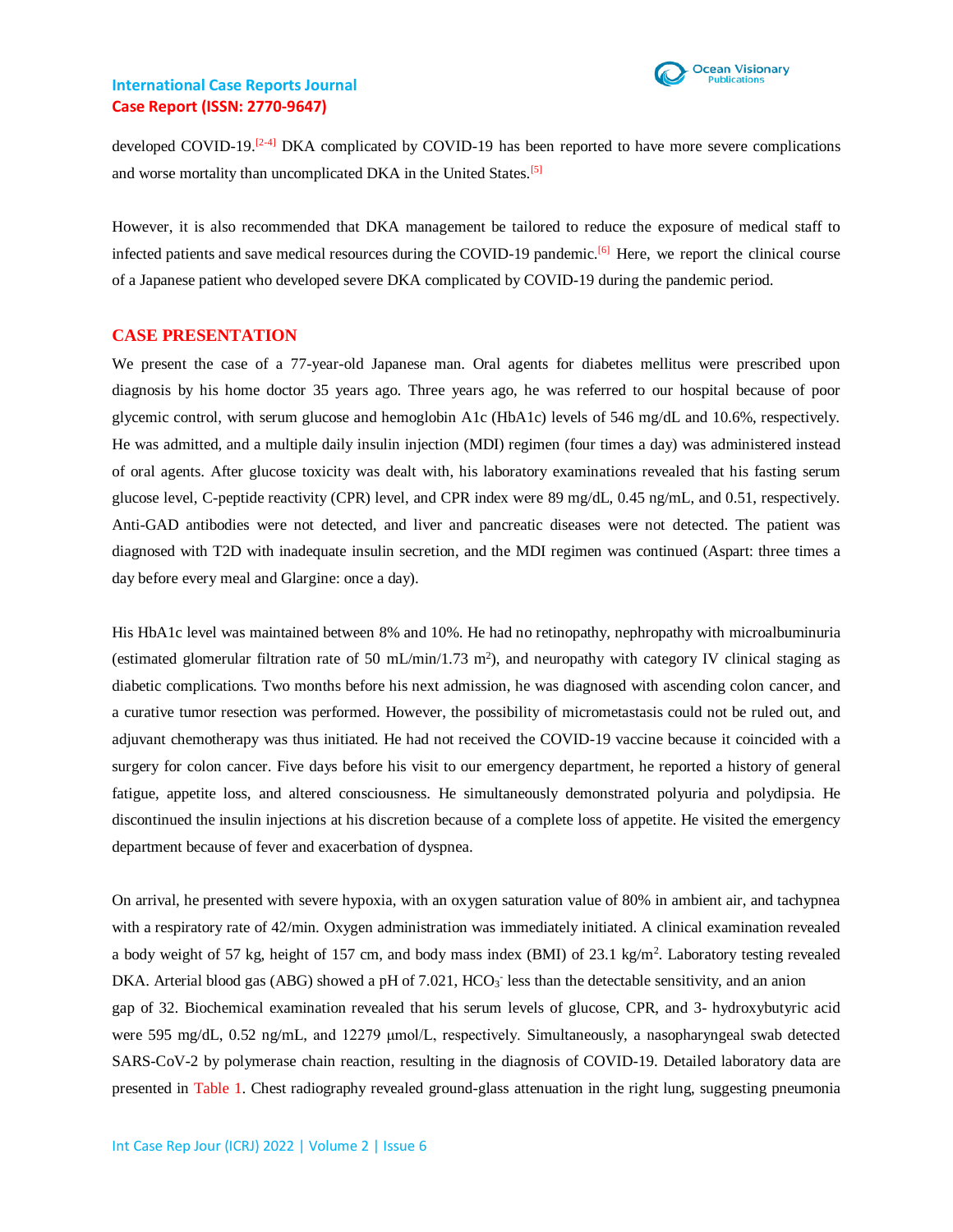developed COVID-19.[2-4] DKA complicated by COVID-19 has been reported to have more severe complications and worse mortality than uncomplicated DKA in the United States.[5]

However, it is also recommended that DKA management be tailored to reduce the exposure of medical staff to infected patients and save medical resources during the COVID-19 pandemic.[6] Here, we report the clinical course of a Japanese patient who developed severe DKA complicated by COVID-19 during the pandemic period.

## CASE PRESENTATION

We present the case of a 77-year-old Japanese man. Oral agents for diabetes mellitus were prescribed upon diagnosis by his home doctor 35 years ago. Three years ago, he was referred to our hospital because of poor glycemic control, with serum glucose and hemoglobin A1c (HbA1c) levels of 546 mg/dL and 10.6%, respectively. He was admitted, and a multiple daily insulin injection (MDI) regimen (four times a day) was administered instead of oral agents. After glucose toxicity was dealt with, his laboratory examinations revealed that his fasting serum glucose level, C-peptide reactivity (CPR) level, and CPR index were 89 mg/dL, 0.45 ng/mL, and 0.51, respectively. Anti-GAD antibodies were not detected, and liver and pancreatic diseases were not detected. The patient was diagnosed with T2D with inadequate insulin secretion, and the MDI regimen was continued (Aspart: three times a day before every meal and Glargine: once a day).

His HbA1c level was maintained between 8% and 10%. He had no retinopathy, nephropathy with microalbuminuria (estimated glomerular filtration rate of 50 mL/min/1.73 $m^2$), and neuropathy with category IV clinical staging as diabetic complications. Two months before his next admission, he was diagnosed with ascending colon cancer, and a curative tumor resection was performed. However, the possibility of micrometastasis could not be ruled out, and adjuvant chemotherapy was thus initiated. He had not received the COVID-19 vaccine because it coincided with a surgery for colon cancer. Five days before his visit to our emergency department, he reported a history of general fatigue, appetite loss, and altered consciousness. He simultaneously demonstrated polyuria and polydipsia. He discontinued the insulin injections at his discretion because of a complete loss of appetite. He visited the emergency department because of fever and exacerbation of dyspnea.

On arrival, he presented with severe hypoxia, with an oxygen saturation value of 80% in ambient air, and tachypnea with a respiratory rate of 42/min. Oxygen administration was immediately initiated. A clinical examination revealed a body weight of 57 kg, height of 157 cm, and body mass index (BMI) of 23.1 kg/$m^2$. Laboratory testing revealed DKA. Arterial blood gas (ABG) showed a pH of 7.021, $HCO_3^-$ less than the detectable sensitivity, and an anion gap of 32. Biochemical examination revealed that his serum levels of glucose, CPR, and 3- hydroxybutyric acid were 595 mg/dL, 0.52 ng/mL, and 12279 μmol/L, respectively. Simultaneously, a nasopharyngeal swab detected SARS-CoV-2 by polymerase chain reaction, resulting in the diagnosis of COVID-19. Detailed laboratory data are presented in Table 1. Chest radiography revealed ground-glass attenuation in the right lung, suggesting pneumonia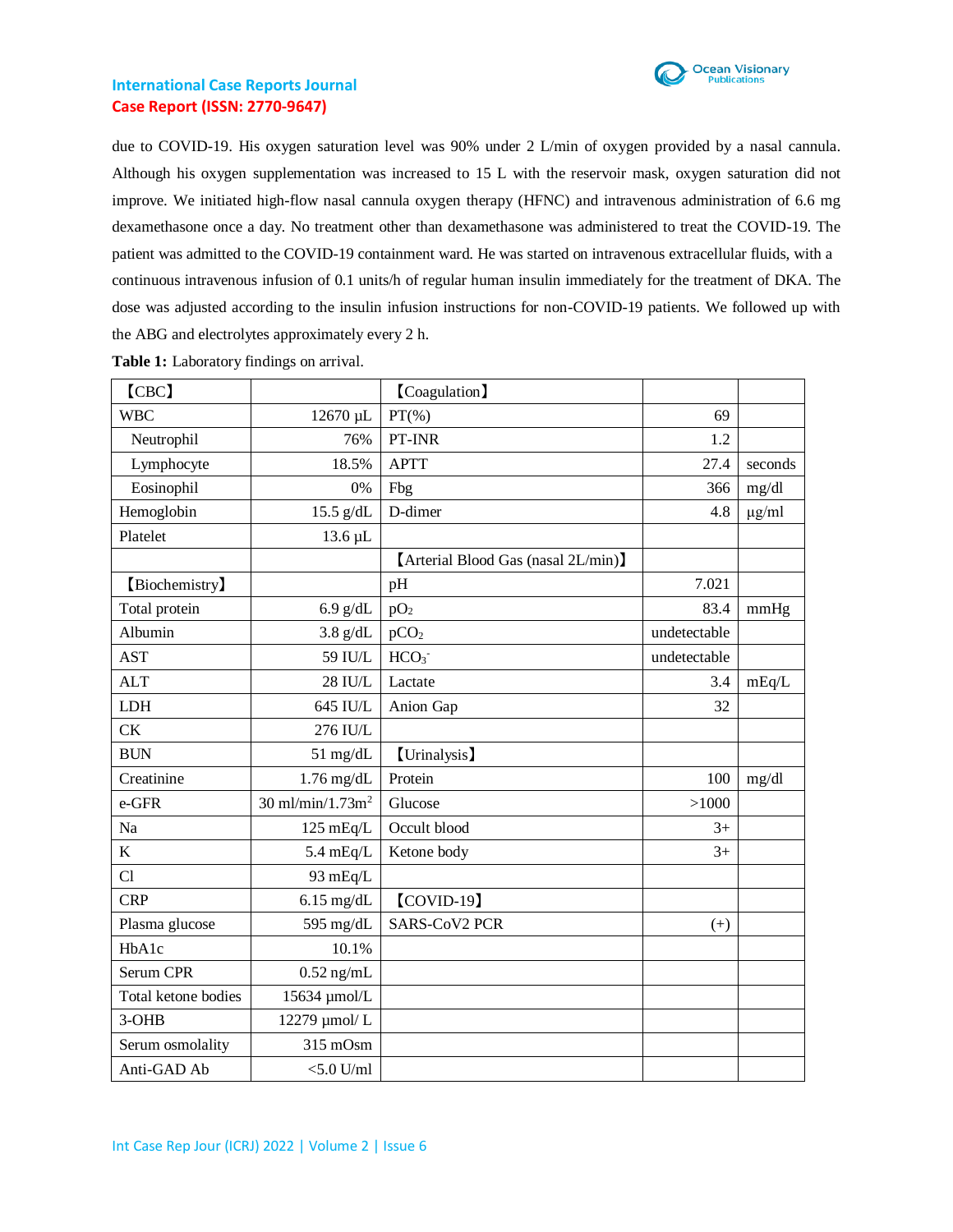due to COVID-19. His oxygen saturation level was 90% under 2 L/min of oxygen provided by a nasal cannula. Although his oxygen supplementation was increased to 15 L with the reservoir mask, oxygen saturation did not improve. We initiated high-flow nasal cannula oxygen therapy (HFNC) and intravenous administration of 6.6 mg dexamethasone once a day. No treatment other than dexamethasone was administered to treat the COVID-19. The patient was admitted to the COVID-19 containment ward. He was started on intravenous extracellular fluids, with a continuous intravenous infusion of 0.1 units/h of regular human insulin immediately for the treatment of DKA. The dose was adjusted according to the insulin infusion instructions for non-COVID-19 patients. We followed up with the ABG and electrolytes approximately every 2 h.

**Table 1:** Laboratory findings on arrival.

| 【CBC】 | | 【Coagulation】 | | |
|---|---|---|---|---|
| WBC | 12670 μL | PT(%) | 69 | |
| Neutrophil | 76% | PT-INR | 1.2 | |
| Lymphocyte | 18.5% | APTT | 27.4 | seconds |
| Eosinophil | 0% | Fbg | 366 | mg/dl |
| Hemoglobin | 15.5 g/dL | D-dimer | 4.8 | μg/ml |
| Platelet | 13.6 μL | | | |
| | | 【Arterial Blood Gas (nasal 2L/min)】 | | |
| 【Biochemistry】 | | pH | 7.021 | |
| Total protein | 6.9 g/dL | $pO_2$ | 83.4 | mmHg |
| Albumin | 3.8 g/dL | $pCO_2$ | undetectable | |
| AST | 59 IU/L | $HCO_3^-$ | undetectable | |
| ALT | 28 IU/L | Lactate | 3.4 | mEq/L |
| LDH | 645 IU/L | Anion Gap | 32 | |
| CK | 276 IU/L | | | |
| BUN | 51 mg/dL | 【Urinalysis】 | | |
| Creatinine | 1.76 mg/dL | Protein | 100 | mg/dl |
| e-GFR | 30 ml/min/1.73m$^2$ | Glucose | >1000 | |
| Na | 125 mEq/L | Occult blood | 3+ | |
| K | 5.4 mEq/L | Ketone body | 3+ | |
| Cl | 93 mEq/L | | | |
| CRP | 6.15 mg/dL | 【COVID-19】 | | |
| Plasma glucose | 595 mg/dL | SARS-CoV2 PCR | (+) | |
| HbA1c | 10.1% | | | |
| Serum CPR | 0.52 ng/mL | | | |
| Total ketone bodies | 15634 μmol/L | | | |
| 3-OHB | 12279 μmol/ L | | | |
| Serum osmolality | 315 mOsm | | | |
| Anti-GAD Ab | <5.0 U/ml | | | |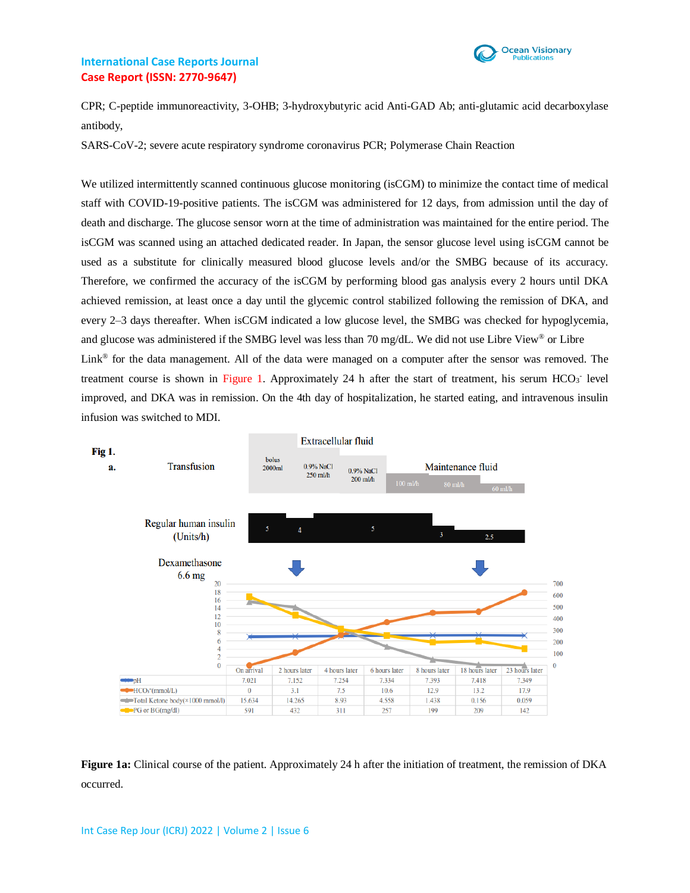CPR; C-peptide immunoreactivity, 3-OHB; 3-hydroxybutyric acid Anti-GAD Ab; anti-glutamic acid decarboxylase antibody,

SARS-CoV-2; severe acute respiratory syndrome coronavirus PCR; Polymerase Chain Reaction

We utilized intermittently scanned continuous glucose monitoring (isCGM) to minimize the contact time of medical staff with COVID-19-positive patients. The isCGM was administered for 12 days, from admission until the day of death and discharge. The glucose sensor worn at the time of administration was maintained for the entire period. The isCGM was scanned using an attached dedicated reader. In Japan, the sensor glucose level using isCGM cannot be used as a substitute for clinically measured blood glucose levels and/or the SMBG because of its accuracy. Therefore, we confirmed the accuracy of the isCGM by performing blood gas analysis every 2 hours until DKA achieved remission, at least once a day until the glycemic control stabilized following the remission of DKA, and every 2–3 days thereafter. When isCGM indicated a low glucose level, the SMBG was checked for hypoglycemia, and glucose was administered if the SMBG level was less than 70 mg/dL. We did not use Libre View® or Libre Link® for the data management. All of the data were managed on a computer after the sensor was removed. The treatment course is shown in Figure 1. Approximately 24 h after the start of treatment, his serum $HCO_3^-$ level improved, and DKA was in remission. On the 4th day of hospitalization, he started eating, and intravenous insulin infusion was switched to MDI.

**Fig 1.**

**a.**

| | On arrival | 2 hours later | 4 hours later | 6 hours later | 8 hours later | 18 hours later | 23 hours later |
|---|---|---|---|---|---|---|---|
| pH | 7.021 | 7.152 | 7.254 | 7.334 | 7.393 | 7.418 | 7.349 |
| $HCO_3^-$(mmol/L) | 0 | 3.1 | 7.5 | 10.6 | 12.9 | 13.2 | 17.9 |
| Total Ketone body(×1000 mmol/l) | 15.634 | 14.265 | 8.93 | 4.558 | 1.438 | 0.156 | 0.059 |
| PG or BG(mg/dl) | 591 | 432 | 311 | 257 | 199 | 209 | 142 |

**Figure 1a:** Clinical course of the patient. Approximately 24 h after the initiation of treatment, the remission of DKA occurred.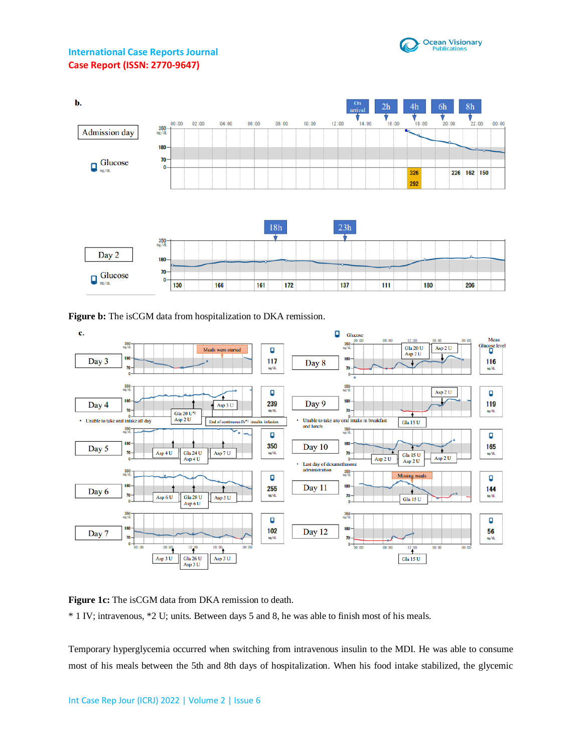**Figure b:** The isCGM data from hospitalization to DKA remission.

**Figure 1c:** The isCGM data from DKA remission to death.

* 1 IV; intravenous, *2 U; units. Between days 5 and 8, he was able to finish most of his meals.

Temporary hyperglycemia occurred when switching from intravenous insulin to the MDI. He was able to consume most of his meals between the 5th and 8th days of hospitalization. When his food intake stabilized, the glycemic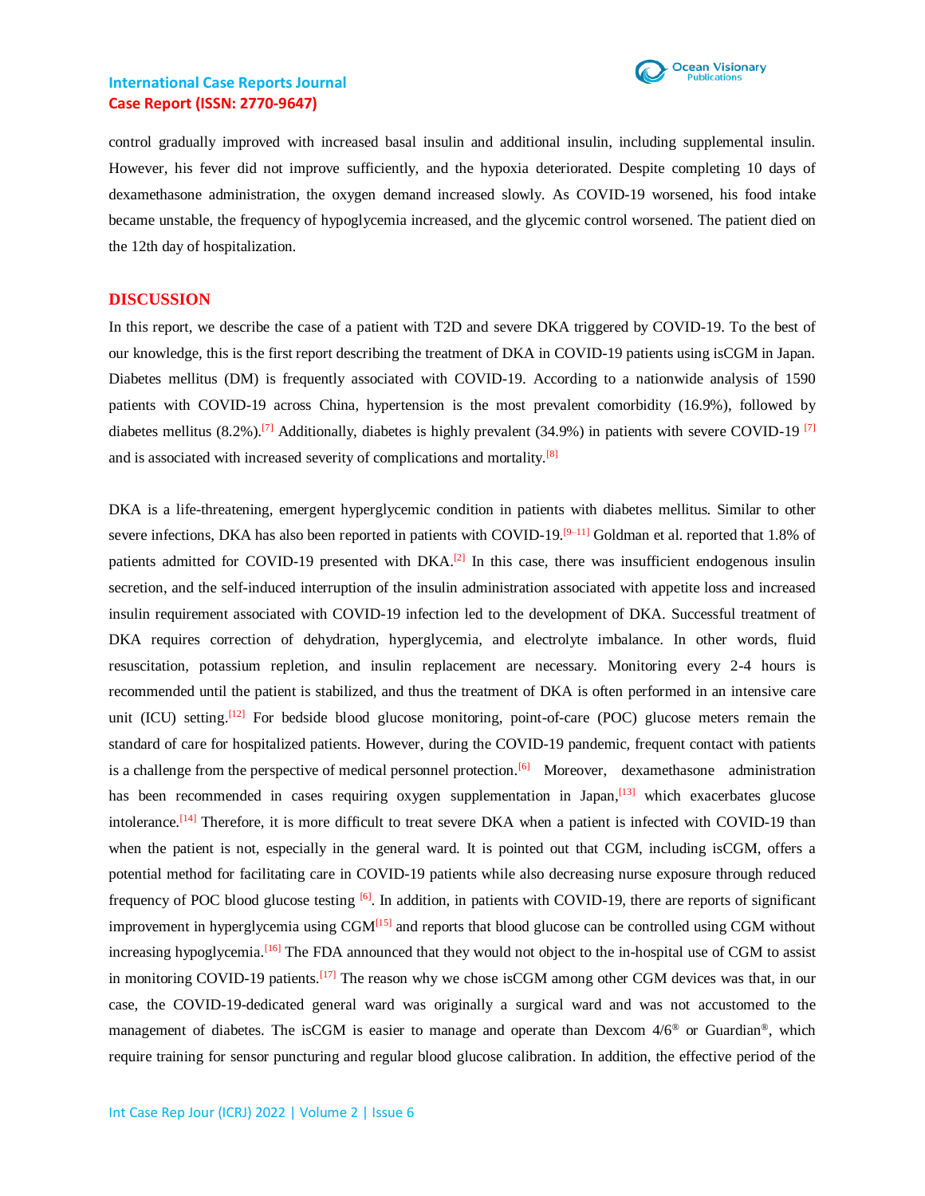control gradually improved with increased basal insulin and additional insulin, including supplemental insulin. However, his fever did not improve sufficiently, and the hypoxia deteriorated. Despite completing 10 days of dexamethasone administration, the oxygen demand increased slowly. As COVID-19 worsened, his food intake became unstable, the frequency of hypoglycemia increased, and the glycemic control worsened. The patient died on the 12th day of hospitalization.

## DISCUSSION

In this report, we describe the case of a patient with T2D and severe DKA triggered by COVID-19. To the best of our knowledge, this is the first report describing the treatment of DKA in COVID-19 patients using isCGM in Japan. Diabetes mellitus (DM) is frequently associated with COVID-19. According to a nationwide analysis of 1590 patients with COVID-19 across China, hypertension is the most prevalent comorbidity (16.9%), followed by diabetes mellitus (8.2%).[7] Additionally, diabetes is highly prevalent (34.9%) in patients with severe COVID-19 [7] and is associated with increased severity of complications and mortality.[8]

DKA is a life-threatening, emergent hyperglycemic condition in patients with diabetes mellitus. Similar to other severe infections, DKA has also been reported in patients with COVID-19.[9–11] Goldman et al. reported that 1.8% of patients admitted for COVID-19 presented with DKA.[2] In this case, there was insufficient endogenous insulin secretion, and the self-induced interruption of the insulin administration associated with appetite loss and increased insulin requirement associated with COVID-19 infection led to the development of DKA. Successful treatment of DKA requires correction of dehydration, hyperglycemia, and electrolyte imbalance. In other words, fluid resuscitation, potassium repletion, and insulin replacement are necessary. Monitoring every 2-4 hours is recommended until the patient is stabilized, and thus the treatment of DKA is often performed in an intensive care unit (ICU) setting.[12] For bedside blood glucose monitoring, point-of-care (POC) glucose meters remain the standard of care for hospitalized patients. However, during the COVID-19 pandemic, frequent contact with patients is a challenge from the perspective of medical personnel protection.[6] Moreover, dexamethasone administration has been recommended in cases requiring oxygen supplementation in Japan,[13] which exacerbates glucose intolerance.[14] Therefore, it is more difficult to treat severe DKA when a patient is infected with COVID-19 than when the patient is not, especially in the general ward. It is pointed out that CGM, including isCGM, offers a potential method for facilitating care in COVID-19 patients while also decreasing nurse exposure through reduced frequency of POC blood glucose testing [6]. In addition, in patients with COVID-19, there are reports of significant improvement in hyperglycemia using CGM[15] and reports that blood glucose can be controlled using CGM without increasing hypoglycemia.[16] The FDA announced that they would not object to the in-hospital use of CGM to assist in monitoring COVID-19 patients.[17] The reason why we chose isCGM among other CGM devices was that, in our case, the COVID-19-dedicated general ward was originally a surgical ward and was not accustomed to the management of diabetes. The isCGM is easier to manage and operate than Dexcom 4/6® or Guardian®, which require training for sensor puncturing and regular blood glucose calibration. In addition, the effective period of the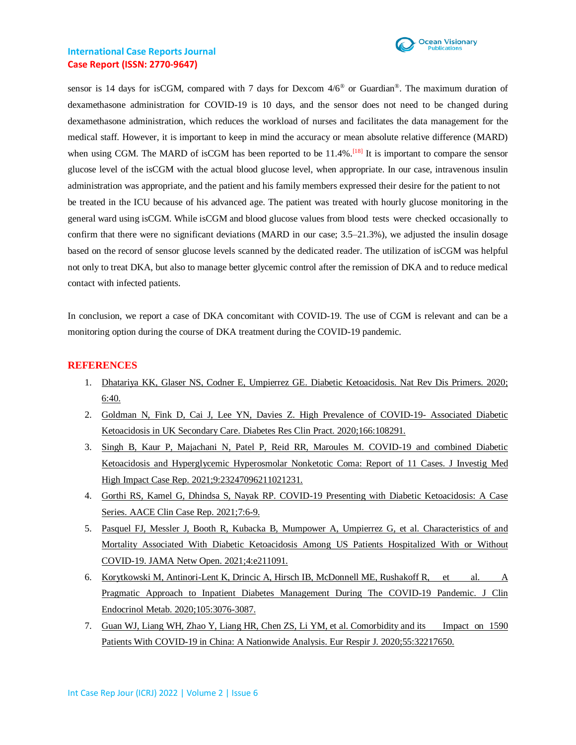sensor is 14 days for isCGM, compared with 7 days for Dexcom 4/6® or Guardian®. The maximum duration of dexamethasone administration for COVID-19 is 10 days, and the sensor does not need to be changed during dexamethasone administration, which reduces the workload of nurses and facilitates the data management for the medical staff. However, it is important to keep in mind the accuracy or mean absolute relative difference (MARD) when using CGM. The MARD of isCGM has been reported to be 11.4%.[18] It is important to compare the sensor glucose level of the isCGM with the actual blood glucose level, when appropriate. In our case, intravenous insulin administration was appropriate, and the patient and his family members expressed their desire for the patient to not be treated in the ICU because of his advanced age. The patient was treated with hourly glucose monitoring in the general ward using isCGM. While isCGM and blood glucose values from blood tests were checked occasionally to confirm that there were no significant deviations (MARD in our case; 3.5–21.3%), we adjusted the insulin dosage based on the record of sensor glucose levels scanned by the dedicated reader. The utilization of isCGM was helpful not only to treat DKA, but also to manage better glycemic control after the remission of DKA and to reduce medical contact with infected patients.

In conclusion, we report a case of DKA concomitant with COVID-19. The use of CGM is relevant and can be a monitoring option during the course of DKA treatment during the COVID-19 pandemic.

## REFERENCES

1. Dhatariya KK, Glaser NS, Codner E, Umpierrez GE. Diabetic Ketoacidosis. Nat Rev Dis Primers. 2020; 6:40.
2. Goldman N, Fink D, Cai J, Lee YN, Davies Z. High Prevalence of COVID-19- Associated Diabetic Ketoacidosis in UK Secondary Care. Diabetes Res Clin Pract. 2020;166:108291.
3. Singh B, Kaur P, Majachani N, Patel P, Reid RR, Maroules M. COVID-19 and combined Diabetic Ketoacidosis and Hyperglycemic Hyperosmolar Nonketotic Coma: Report of 11 Cases. J Investig Med High Impact Case Rep. 2021;9:23247096211021231.
4. Gorthi RS, Kamel G, Dhindsa S, Nayak RP. COVID-19 Presenting with Diabetic Ketoacidosis: A Case Series. AACE Clin Case Rep. 2021;7:6-9.
5. Pasquel FJ, Messler J, Booth R, Kubacka B, Mumpower A, Umpierrez G, et al. Characteristics of and Mortality Associated With Diabetic Ketoacidosis Among US Patients Hospitalized With or Without COVID-19. JAMA Netw Open. 2021;4:e211091.
6. Korytkowski M, Antinori-Lent K, Drincic A, Hirsch IB, McDonnell ME, Rushakoff R, et al. A Pragmatic Approach to Inpatient Diabetes Management During The COVID-19 Pandemic. J Clin Endocrinol Metab. 2020;105:3076-3087.
7. Guan WJ, Liang WH, Zhao Y, Liang HR, Chen ZS, Li YM, et al. Comorbidity and its Impact on 1590 Patients With COVID-19 in China: A Nationwide Analysis. Eur Respir J. 2020;55:32217650.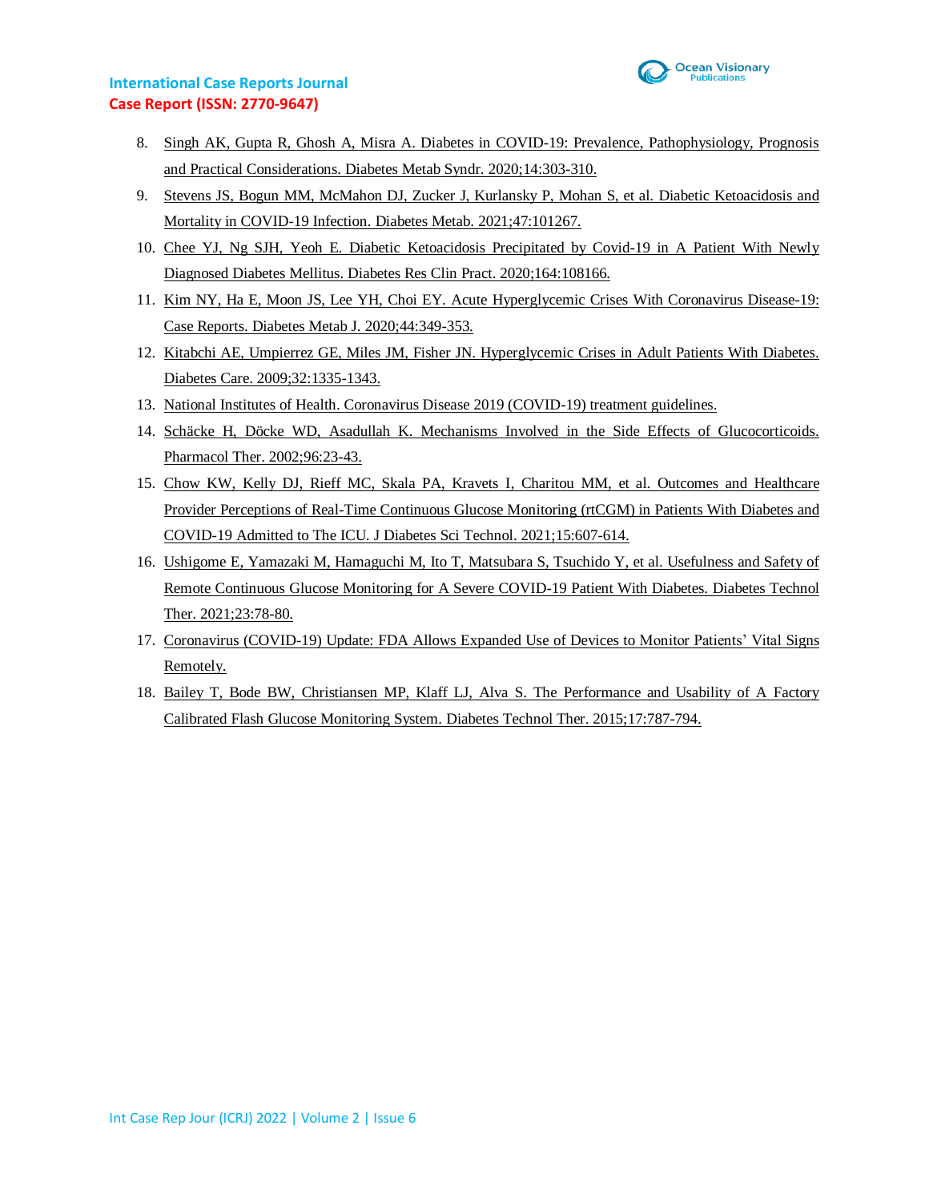8. Singh AK, Gupta R, Ghosh A, Misra A. Diabetes in COVID-19: Prevalence, Pathophysiology, Prognosis and Practical Considerations. Diabetes Metab Syndr. 2020;14:303-310.
9. Stevens JS, Bogun MM, McMahon DJ, Zucker J, Kurlansky P, Mohan S, et al. Diabetic Ketoacidosis and Mortality in COVID-19 Infection. Diabetes Metab. 2021;47:101267.
10. Chee YJ, Ng SJH, Yeoh E. Diabetic Ketoacidosis Precipitated by Covid-19 in A Patient With Newly Diagnosed Diabetes Mellitus. Diabetes Res Clin Pract. 2020;164:108166.
11. Kim NY, Ha E, Moon JS, Lee YH, Choi EY. Acute Hyperglycemic Crises With Coronavirus Disease-19: Case Reports. Diabetes Metab J. 2020;44:349-353.
12. Kitabchi AE, Umpierrez GE, Miles JM, Fisher JN. Hyperglycemic Crises in Adult Patients With Diabetes. Diabetes Care. 2009;32:1335-1343.
13. National Institutes of Health. Coronavirus Disease 2019 (COVID-19) treatment guidelines.
14. Schäcke H, Döcke WD, Asadullah K. Mechanisms Involved in the Side Effects of Glucocorticoids. Pharmacol Ther. 2002;96:23-43.
15. Chow KW, Kelly DJ, Rieff MC, Skala PA, Kravets I, Charitou MM, et al. Outcomes and Healthcare Provider Perceptions of Real-Time Continuous Glucose Monitoring (rtCGM) in Patients With Diabetes and COVID-19 Admitted to The ICU. J Diabetes Sci Technol. 2021;15:607-614.
16. Ushigome E, Yamazaki M, Hamaguchi M, Ito T, Matsubara S, Tsuchido Y, et al. Usefulness and Safety of Remote Continuous Glucose Monitoring for A Severe COVID-19 Patient With Diabetes. Diabetes Technol Ther. 2021;23:78-80.
17. Coronavirus (COVID-19) Update: FDA Allows Expanded Use of Devices to Monitor Patients' Vital Signs Remotely.
18. Bailey T, Bode BW, Christiansen MP, Klaff LJ, Alva S. The Performance and Usability of A Factory Calibrated Flash Glucose Monitoring System. Diabetes Technol Ther. 2015;17:787-794.